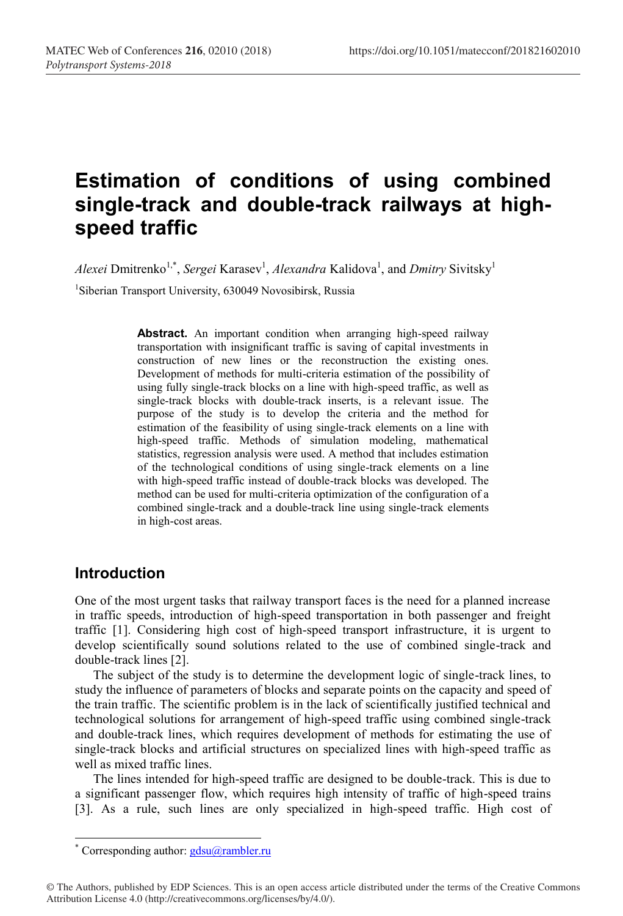# Estimation of conditions of using combined single-track and double-track railways at high-speed traffic

*Alexei* Dmitrenko[1,*], *Sergei* Karasev[1], *Alexandra* Kalidova[1], and *Dmitry* Sivitsky[1]

[1]Siberian Transport University, 630049 Novosibirsk, Russia

**Abstract.** An important condition when arranging high-speed railway transportation with insignificant traffic is saving of capital investments in construction of new lines or the reconstruction the existing ones. Development of methods for multi-criteria estimation of the possibility of using fully single-track blocks on a line with high-speed traffic, as well as single-track blocks with double-track inserts, is a relevant issue. The purpose of the study is to develop the criteria and the method for estimation of the feasibility of using single-track elements on a line with high-speed traffic. Methods of simulation modeling, mathematical statistics, regression analysis were used. A method that includes estimation of the technological conditions of using single-track elements on a line with high-speed traffic instead of double-track blocks was developed. The method can be used for multi-criteria optimization of the configuration of a combined single-track and a double-track line using single-track elements in high-cost areas.

## Introduction

One of the most urgent tasks that railway transport faces is the need for a planned increase in traffic speeds, introduction of high-speed transportation in both passenger and freight traffic [1]. Considering high cost of high-speed transport infrastructure, it is urgent to develop scientifically sound solutions related to the use of combined single-track and double-track lines [2].

The subject of the study is to determine the development logic of single-track lines, to study the influence of parameters of blocks and separate points on the capacity and speed of the train traffic. The scientific problem is in the lack of scientifically justified technical and technological solutions for arrangement of high-speed traffic using combined single-track and double-track lines, which requires development of methods for estimating the use of single-track blocks and artificial structures on specialized lines with high-speed traffic as well as mixed traffic lines.

The lines intended for high-speed traffic are designed to be double-track. This is due to a significant passenger flow, which requires high intensity of traffic of high-speed trains [3]. As a rule, such lines are only specialized in high-speed traffic. High cost of

---

* Corresponding author: gdsu@rambler.ru

© The Authors, published by EDP Sciences. This is an open access article distributed under the terms of the Creative Commons Attribution License 4.0 (http://creativecommons.org/licenses/by/4.0/).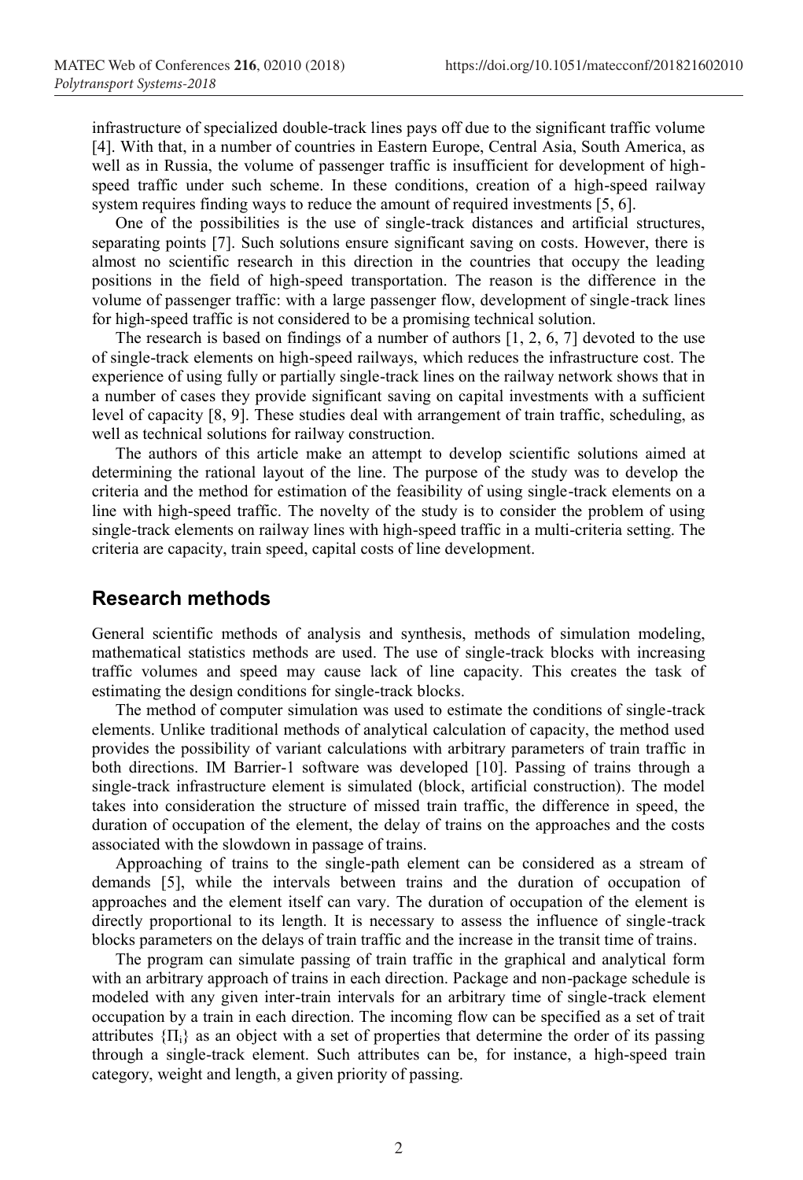infrastructure of specialized double-track lines pays off due to the significant traffic volume [4]. With that, in a number of countries in Eastern Europe, Central Asia, South America, as well as in Russia, the volume of passenger traffic is insufficient for development of high-speed traffic under such scheme. In these conditions, creation of a high-speed railway system requires finding ways to reduce the amount of required investments [5, 6].

One of the possibilities is the use of single-track distances and artificial structures, separating points [7]. Such solutions ensure significant saving on costs. However, there is almost no scientific research in this direction in the countries that occupy the leading positions in the field of high-speed transportation. The reason is the difference in the volume of passenger traffic: with a large passenger flow, development of single-track lines for high-speed traffic is not considered to be a promising technical solution.

The research is based on findings of a number of authors [1, 2, 6, 7] devoted to the use of single-track elements on high-speed railways, which reduces the infrastructure cost. The experience of using fully or partially single-track lines on the railway network shows that in a number of cases they provide significant saving on capital investments with a sufficient level of capacity [8, 9]. These studies deal with arrangement of train traffic, scheduling, as well as technical solutions for railway construction.

The authors of this article make an attempt to develop scientific solutions aimed at determining the rational layout of the line. The purpose of the study was to develop the criteria and the method for estimation of the feasibility of using single-track elements on a line with high-speed traffic. The novelty of the study is to consider the problem of using single-track elements on railway lines with high-speed traffic in a multi-criteria setting. The criteria are capacity, train speed, capital costs of line development.

## Research methods

General scientific methods of analysis and synthesis, methods of simulation modeling, mathematical statistics methods are used. The use of single-track blocks with increasing traffic volumes and speed may cause lack of line capacity. This creates the task of estimating the design conditions for single-track blocks.

The method of computer simulation was used to estimate the conditions of single-track elements. Unlike traditional methods of analytical calculation of capacity, the method used provides the possibility of variant calculations with arbitrary parameters of train traffic in both directions. IM Barrier-1 software was developed [10]. Passing of trains through a single-track infrastructure element is simulated (block, artificial construction). The model takes into consideration the structure of missed train traffic, the difference in speed, the duration of occupation of the element, the delay of trains on the approaches and the costs associated with the slowdown in passage of trains.

Approaching of trains to the single-path element can be considered as a stream of demands [5], while the intervals between trains and the duration of occupation of approaches and the element itself can vary. The duration of occupation of the element is directly proportional to its length. It is necessary to assess the influence of single-track blocks parameters on the delays of train traffic and the increase in the transit time of trains.

The program can simulate passing of train traffic in the graphical and analytical form with an arbitrary approach of trains in each direction. Package and non-package schedule is modeled with any given inter-train intervals for an arbitrary time of single-track element occupation by a train in each direction. The incoming flow can be specified as a set of trait attributes $\{\Pi_i\}$ as an object with a set of properties that determine the order of its passing through a single-track element. Such attributes can be, for instance, a high-speed train category, weight and length, a given priority of passing.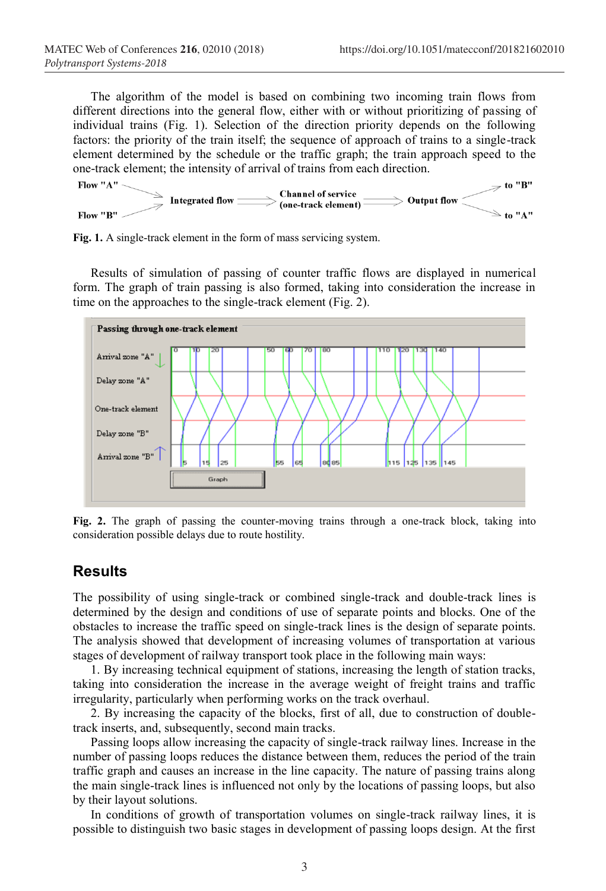The algorithm of the model is based on combining two incoming train flows from different directions into the general flow, either with or without prioritizing of passing of individual trains (Fig. 1). Selection of the direction priority depends on the following factors: the priority of the train itself; the sequence of approach of trains to a single-track element determined by the schedule or the traffic graph; the train approach speed to the one-track element; the intensity of arrival of trains from each direction.

**Fig. 1.** A single-track element in the form of mass servicing system.

Results of simulation of passing of counter traffic flows are displayed in numerical form. The graph of train passing is also formed, taking into consideration the increase in time on the approaches to the single-track element (Fig. 2).

**Fig. 2.** The graph of passing the counter-moving trains through a one-track block, taking into consideration possible delays due to route hostility.

## Results

The possibility of using single-track or combined single-track and double-track lines is determined by the design and conditions of use of separate points and blocks. One of the obstacles to increase the traffic speed on single-track lines is the design of separate points. The analysis showed that development of increasing volumes of transportation at various stages of development of railway transport took place in the following main ways:

1. By increasing technical equipment of stations, increasing the length of station tracks, taking into consideration the increase in the average weight of freight trains and traffic irregularity, particularly when performing works on the track overhaul.
2. By increasing the capacity of the blocks, first of all, due to construction of double-track inserts, and, subsequently, second main tracks.

Passing loops allow increasing the capacity of single-track railway lines. Increase in the number of passing loops reduces the distance between them, reduces the period of the train traffic graph and causes an increase in the line capacity. The nature of passing trains along the main single-track lines is influenced not only by the locations of passing loops, but also by their layout solutions.

In conditions of growth of transportation volumes on single-track railway lines, it is possible to distinguish two basic stages in development of passing loops design. At the first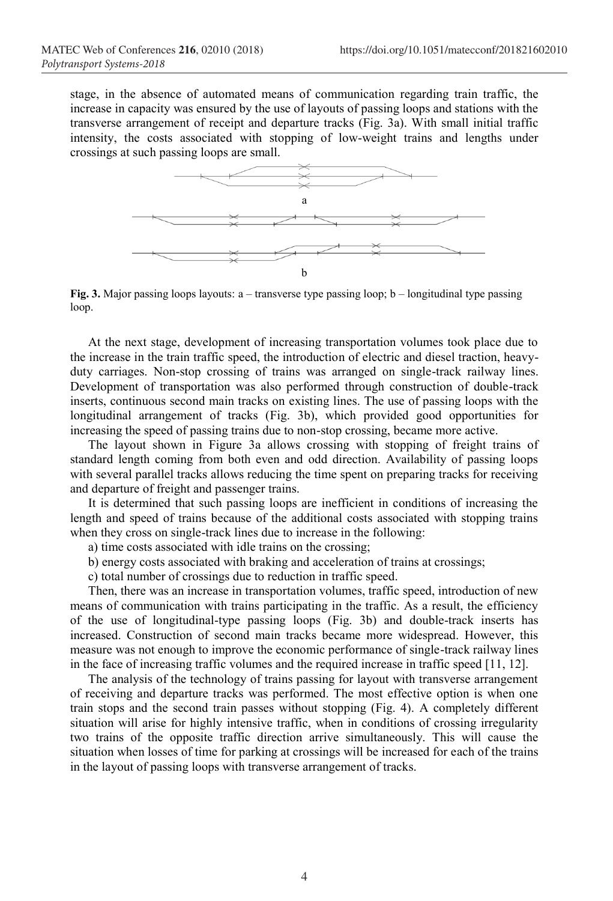stage, in the absence of automated means of communication regarding train traffic, the increase in capacity was ensured by the use of layouts of passing loops and stations with the transverse arrangement of receipt and departure tracks (Fig. 3a). With small initial traffic intensity, the costs associated with stopping of low-weight trains and lengths under crossings at such passing loops are small.

**Fig. 3.** Major passing loops layouts: a – transverse type passing loop; b – longitudinal type passing loop.

At the next stage, development of increasing transportation volumes took place due to the increase in the train traffic speed, the introduction of electric and diesel traction, heavy-duty carriages. Non-stop crossing of trains was arranged on single-track railway lines. Development of transportation was also performed through construction of double-track inserts, continuous second main tracks on existing lines. The use of passing loops with the longitudinal arrangement of tracks (Fig. 3b), which provided good opportunities for increasing the speed of passing trains due to non-stop crossing, became more active.

The layout shown in Figure 3a allows crossing with stopping of freight trains of standard length coming from both even and odd direction. Availability of passing loops with several parallel tracks allows reducing the time spent on preparing tracks for receiving and departure of freight and passenger trains.

It is determined that such passing loops are inefficient in conditions of increasing the length and speed of trains because of the additional costs associated with stopping trains when they cross on single-track lines due to increase in the following:

a) time costs associated with idle trains on the crossing;

b) energy costs associated with braking and acceleration of trains at crossings;

c) total number of crossings due to reduction in traffic speed.

Then, there was an increase in transportation volumes, traffic speed, introduction of new means of communication with trains participating in the traffic. As a result, the efficiency of the use of longitudinal-type passing loops (Fig. 3b) and double-track inserts has increased. Construction of second main tracks became more widespread. However, this measure was not enough to improve the economic performance of single-track railway lines in the face of increasing traffic volumes and the required increase in traffic speed [11, 12].

The analysis of the technology of trains passing for layout with transverse arrangement of receiving and departure tracks was performed. The most effective option is when one train stops and the second train passes without stopping (Fig. 4). A completely different situation will arise for highly intensive traffic, when in conditions of crossing irregularity two trains of the opposite traffic direction arrive simultaneously. This will cause the situation when losses of time for parking at crossings will be increased for each of the trains in the layout of passing loops with transverse arrangement of tracks.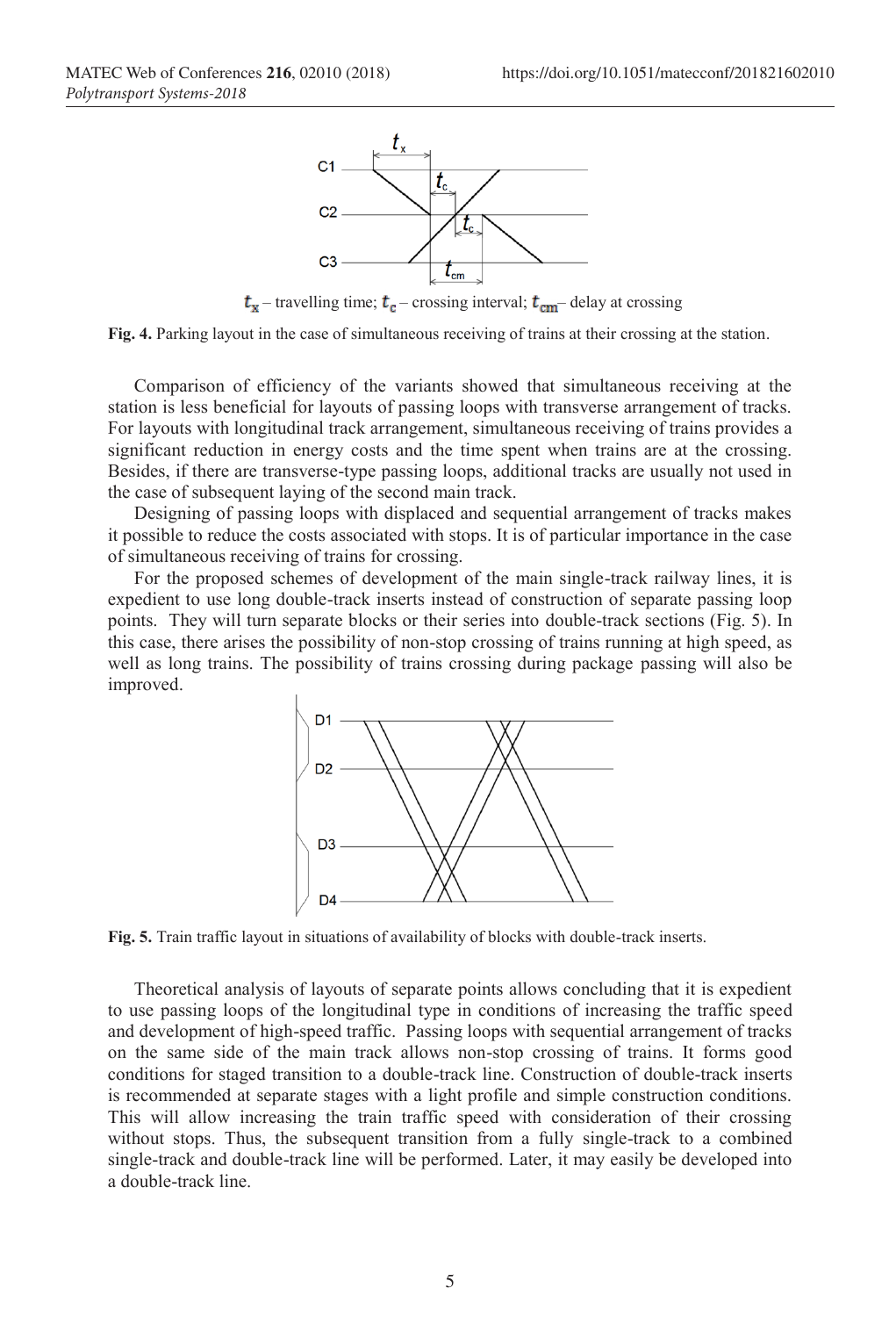$t_x$
C1
$t_c$
C2
$t_c$
C3
$t_{cm}$

$t_x$ – travelling time; $t_c$ – crossing interval; $t_{cm}$– delay at crossing

**Fig. 4.** Parking layout in the case of simultaneous receiving of trains at their crossing at the station.

Comparison of efficiency of the variants showed that simultaneous receiving at the station is less beneficial for layouts of passing loops with transverse arrangement of tracks. For layouts with longitudinal track arrangement, simultaneous receiving of trains provides a significant reduction in energy costs and the time spent when trains are at the crossing. Besides, if there are transverse-type passing loops, additional tracks are usually not used in the case of subsequent laying of the second main track.

Designing of passing loops with displaced and sequential arrangement of tracks makes it possible to reduce the costs associated with stops. It is of particular importance in the case of simultaneous receiving of trains for crossing.

For the proposed schemes of development of the main single-track railway lines, it is expedient to use long double-track inserts instead of construction of separate passing loop points. They will turn separate blocks or their series into double-track sections (Fig. 5). In this case, there arises the possibility of non-stop crossing of trains running at high speed, as well as long trains. The possibility of trains crossing during package passing will also be improved.

D1
D2
D3
D4

**Fig. 5.** Train traffic layout in situations of availability of blocks with double-track inserts.

Theoretical analysis of layouts of separate points allows concluding that it is expedient to use passing loops of the longitudinal type in conditions of increasing the traffic speed and development of high-speed traffic. Passing loops with sequential arrangement of tracks on the same side of the main track allows non-stop crossing of trains. It forms good conditions for staged transition to a double-track line. Construction of double-track inserts is recommended at separate stages with a light profile and simple construction conditions. This will allow increasing the train traffic speed with consideration of their crossing without stops. Thus, the subsequent transition from a fully single-track to a combined single-track and double-track line will be performed. Later, it may easily be developed into a double-track line.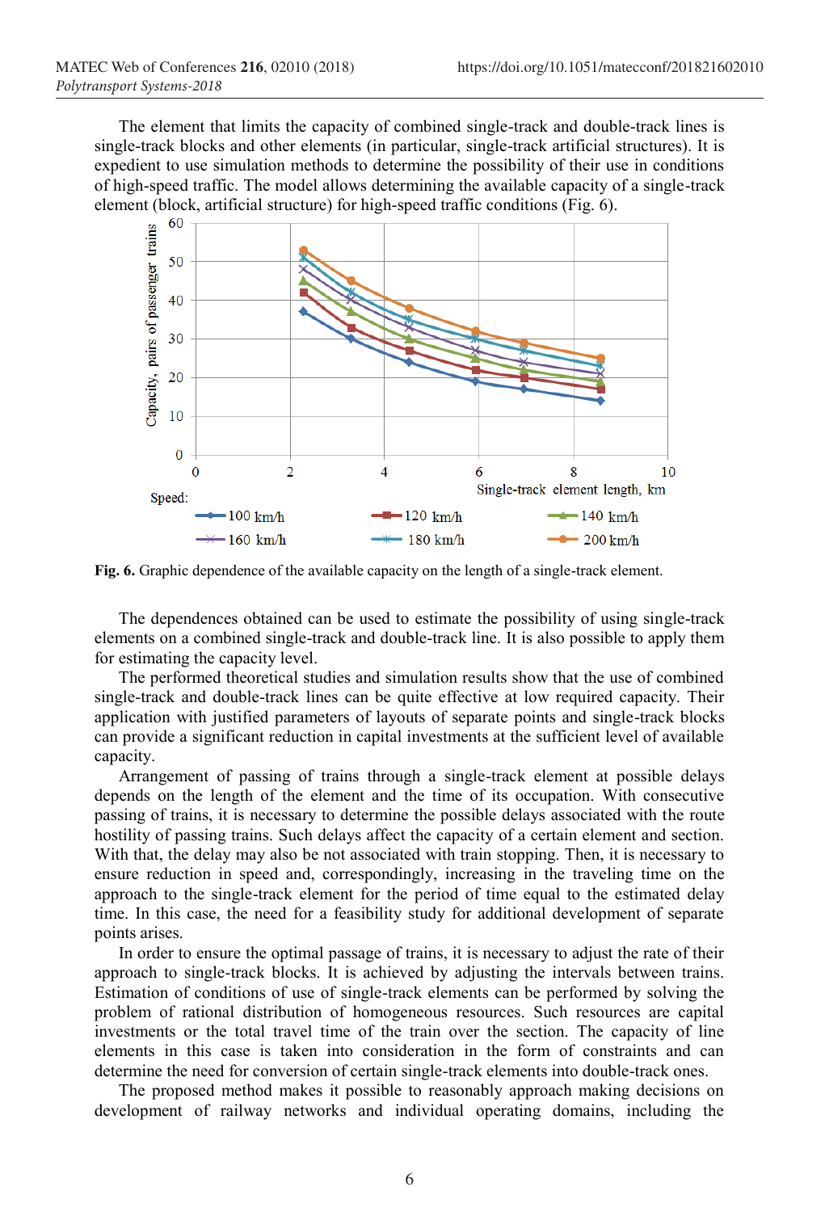The element that limits the capacity of combined single-track and double-track lines is single-track blocks and other elements (in particular, single-track artificial structures). It is expedient to use simulation methods to determine the possibility of their use in conditions of high-speed traffic. The model allows determining the available capacity of a single-track element (block, artificial structure) for high-speed traffic conditions (Fig. 6).

**Fig. 6.** Graphic dependence of the available capacity on the length of a single-track element.

The dependences obtained can be used to estimate the possibility of using single-track elements on a combined single-track and double-track line. It is also possible to apply them for estimating the capacity level.

The performed theoretical studies and simulation results show that the use of combined single-track and double-track lines can be quite effective at low required capacity. Their application with justified parameters of layouts of separate points and single-track blocks can provide a significant reduction in capital investments at the sufficient level of available capacity.

Arrangement of passing of trains through a single-track element at possible delays depends on the length of the element and the time of its occupation. With consecutive passing of trains, it is necessary to determine the possible delays associated with the route hostility of passing trains. Such delays affect the capacity of a certain element and section. With that, the delay may also be not associated with train stopping. Then, it is necessary to ensure reduction in speed and, correspondingly, increasing in the traveling time on the approach to the single-track element for the period of time equal to the estimated delay time. In this case, the need for a feasibility study for additional development of separate points arises.

In order to ensure the optimal passage of trains, it is necessary to adjust the rate of their approach to single-track blocks. It is achieved by adjusting the intervals between trains. Estimation of conditions of use of single-track elements can be performed by solving the problem of rational distribution of homogeneous resources. Such resources are capital investments or the total travel time of the train over the section. The capacity of line elements in this case is taken into consideration in the form of constraints and can determine the need for conversion of certain single-track elements into double-track ones.

The proposed method makes it possible to reasonably approach making decisions on development of railway networks and individual operating domains, including the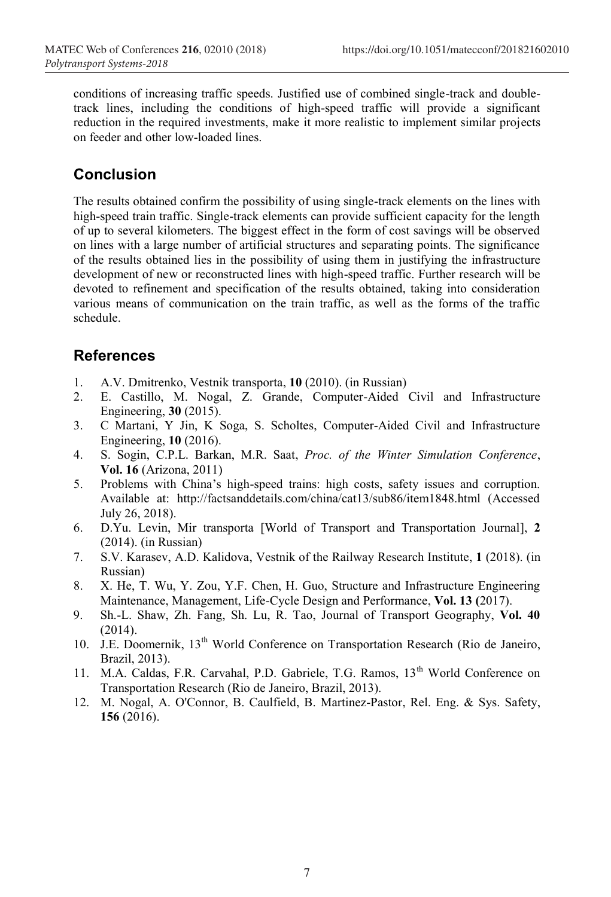conditions of increasing traffic speeds. Justified use of combined single-track and double-track lines, including the conditions of high-speed traffic will provide a significant reduction in the required investments, make it more realistic to implement similar projects on feeder and other low-loaded lines.

## Conclusion

The results obtained confirm the possibility of using single-track elements on the lines with high-speed train traffic. Single-track elements can provide sufficient capacity for the length of up to several kilometers. The biggest effect in the form of cost savings will be observed on lines with a large number of artificial structures and separating points. The significance of the results obtained lies in the possibility of using them in justifying the infrastructure development of new or reconstructed lines with high-speed traffic. Further research will be devoted to refinement and specification of the results obtained, taking into consideration various means of communication on the train traffic, as well as the forms of the traffic schedule.

## References

1. A.V. Dmitrenko, Vestnik transporta, **10** (2010). (in Russian)
2. E. Castillo, M. Nogal, Z. Grande, Computer-Aided Civil and Infrastructure Engineering, **30** (2015).
3. C Martani, Y Jin, K Soga, S. Scholtes, Computer-Aided Civil and Infrastructure Engineering, **10** (2016).
4. S. Sogin, C.P.L. Barkan, M.R. Saat, *Proc. of the Winter Simulation Conference*, **Vol. 16** (Arizona, 2011)
5. Problems with China's high-speed trains: high costs, safety issues and corruption. Available at: http://factsanddetails.com/china/cat13/sub86/item1848.html (Accessed July 26, 2018).
6. D.Yu. Levin, Mir transporta [World of Transport and Transportation Journal], **2** (2014). (in Russian)
7. S.V. Karasev, A.D. Kalidova, Vestnik of the Railway Research Institute, **1** (2018). (in Russian)
8. X. He, T. Wu, Y. Zou, Y.F. Chen, H. Guo, Structure and Infrastructure Engineering Maintenance, Management, Life-Cycle Design and Performance, **Vol. 13 (**2017).
9. Sh.-L. Shaw, Zh. Fang, Sh. Lu, R. Tao, Journal of Transport Geography, **Vol. 40** (2014).
10. J.E. Doomernik, 13th World Conference on Transportation Research (Rio de Janeiro, Brazil, 2013).
11. M.A. Caldas, F.R. Carvahal, P.D. Gabriele, T.G. Ramos, 13th World Conference on Transportation Research (Rio de Janeiro, Brazil, 2013).
12. M. Nogal, A. O'Connor, B. Caulfield, B. Martinez-Pastor, Rel. Eng. & Sys. Safety, **156** (2016).